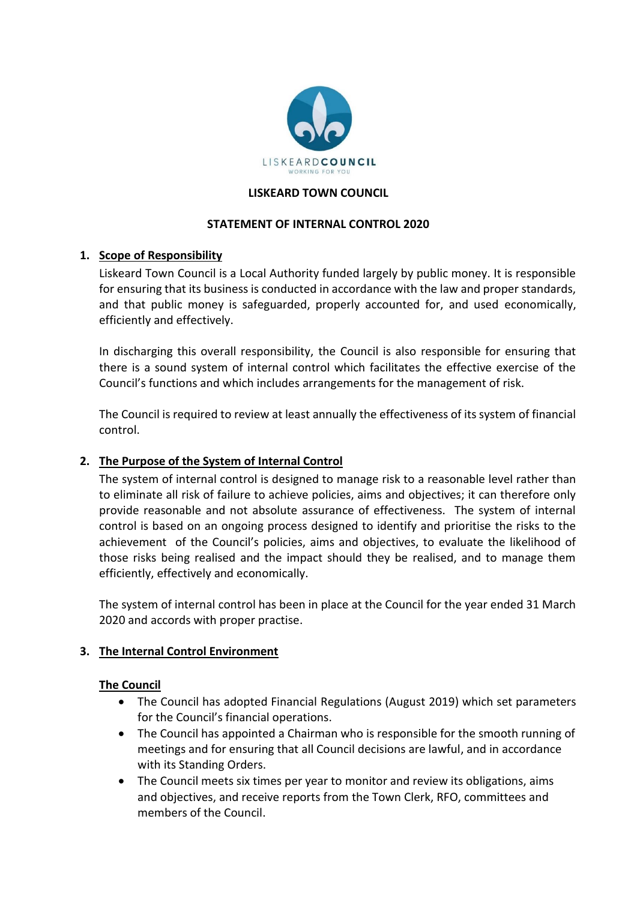LISKEARD COUNCIL
WORKING FOR YOU

# LISKEARD TOWN COUNCIL

## STATEMENT OF INTERNAL CONTROL 2020

### 1. Scope of Responsibility

Liskeard Town Council is a Local Authority funded largely by public money. It is responsible for ensuring that its business is conducted in accordance with the law and proper standards, and that public money is safeguarded, properly accounted for, and used economically, efficiently and effectively.

In discharging this overall responsibility, the Council is also responsible for ensuring that there is a sound system of internal control which facilitates the effective exercise of the Council's functions and which includes arrangements for the management of risk.

The Council is required to review at least annually the effectiveness of its system of financial control.

### 2. The Purpose of the System of Internal Control

The system of internal control is designed to manage risk to a reasonable level rather than to eliminate all risk of failure to achieve policies, aims and objectives; it can therefore only provide reasonable and not absolute assurance of effectiveness. The system of internal control is based on an ongoing process designed to identify and prioritise the risks to the achievement of the Council's policies, aims and objectives, to evaluate the likelihood of those risks being realised and the impact should they be realised, and to manage them efficiently, effectively and economically.

The system of internal control has been in place at the Council for the year ended 31 March 2020 and accords with proper practise.

### 3. The Internal Control Environment

**The Council**

- The Council has adopted Financial Regulations (August 2019) which set parameters for the Council's financial operations.
- The Council has appointed a Chairman who is responsible for the smooth running of meetings and for ensuring that all Council decisions are lawful, and in accordance with its Standing Orders.
- The Council meets six times per year to monitor and review its obligations, aims and objectives, and receive reports from the Town Clerk, RFO, committees and members of the Council.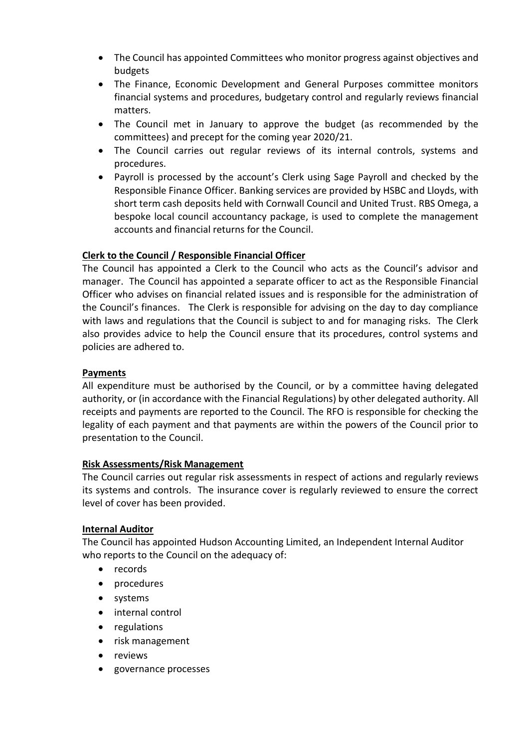- The Council has appointed Committees who monitor progress against objectives and budgets
- The Finance, Economic Development and General Purposes committee monitors financial systems and procedures, budgetary control and regularly reviews financial matters.
- The Council met in January to approve the budget (as recommended by the committees) and precept for the coming year 2020/21.
- The Council carries out regular reviews of its internal controls, systems and procedures.
- Payroll is processed by the account's Clerk using Sage Payroll and checked by the Responsible Finance Officer. Banking services are provided by HSBC and Lloyds, with short term cash deposits held with Cornwall Council and United Trust. RBS Omega, a bespoke local council accountancy package, is used to complete the management accounts and financial returns for the Council.

**Clerk to the Council / Responsible Financial Officer**

The Council has appointed a Clerk to the Council who acts as the Council's advisor and manager. The Council has appointed a separate officer to act as the Responsible Financial Officer who advises on financial related issues and is responsible for the administration of the Council's finances. The Clerk is responsible for advising on the day to day compliance with laws and regulations that the Council is subject to and for managing risks. The Clerk also provides advice to help the Council ensure that its procedures, control systems and policies are adhered to.

**Payments**

All expenditure must be authorised by the Council, or by a committee having delegated authority, or (in accordance with the Financial Regulations) by other delegated authority. All receipts and payments are reported to the Council. The RFO is responsible for checking the legality of each payment and that payments are within the powers of the Council prior to presentation to the Council.

**Risk Assessments/Risk Management**

The Council carries out regular risk assessments in respect of actions and regularly reviews its systems and controls. The insurance cover is regularly reviewed to ensure the correct level of cover has been provided.

**Internal Auditor**

The Council has appointed Hudson Accounting Limited, an Independent Internal Auditor who reports to the Council on the adequacy of:

- records
- procedures
- systems
- internal control
- regulations
- risk management
- reviews
- governance processes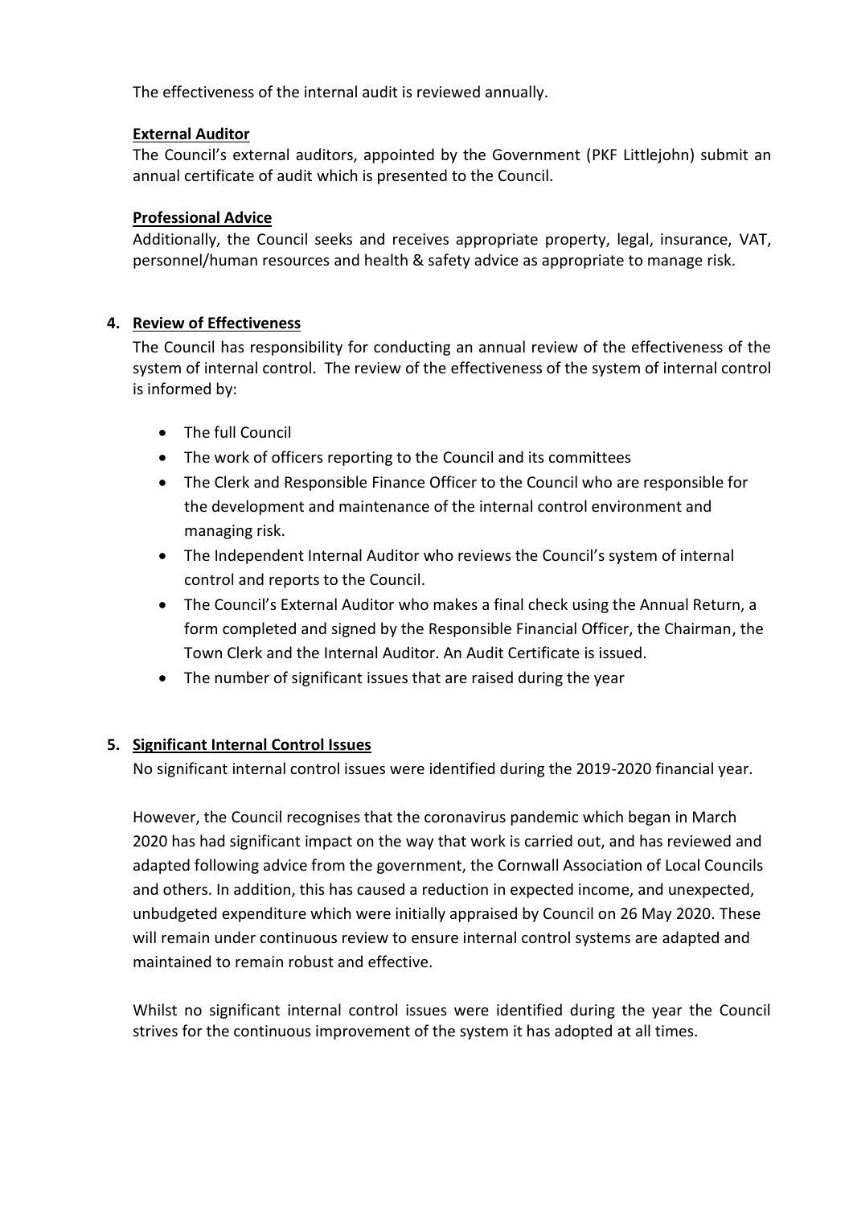The effectiveness of the internal audit is reviewed annually.

**External Auditor**

The Council's external auditors, appointed by the Government (PKF Littlejohn) submit an annual certificate of audit which is presented to the Council.

**Professional Advice**

Additionally, the Council seeks and receives appropriate property, legal, insurance, VAT, personnel/human resources and health & safety advice as appropriate to manage risk.

## 4. Review of Effectiveness

The Council has responsibility for conducting an annual review of the effectiveness of the system of internal control. The review of the effectiveness of the system of internal control is informed by:

- The full Council
- The work of officers reporting to the Council and its committees
- The Clerk and Responsible Finance Officer to the Council who are responsible for the development and maintenance of the internal control environment and managing risk.
- The Independent Internal Auditor who reviews the Council's system of internal control and reports to the Council.
- The Council's External Auditor who makes a final check using the Annual Return, a form completed and signed by the Responsible Financial Officer, the Chairman, the Town Clerk and the Internal Auditor. An Audit Certificate is issued.
- The number of significant issues that are raised during the year

## 5. Significant Internal Control Issues

No significant internal control issues were identified during the 2019-2020 financial year.

However, the Council recognises that the coronavirus pandemic which began in March 2020 has had significant impact on the way that work is carried out, and has reviewed and adapted following advice from the government, the Cornwall Association of Local Councils and others. In addition, this has caused a reduction in expected income, and unexpected, unbudgeted expenditure which were initially appraised by Council on 26 May 2020. These will remain under continuous review to ensure internal control systems are adapted and maintained to remain robust and effective.

Whilst no significant internal control issues were identified during the year the Council strives for the continuous improvement of the system it has adopted at all times.